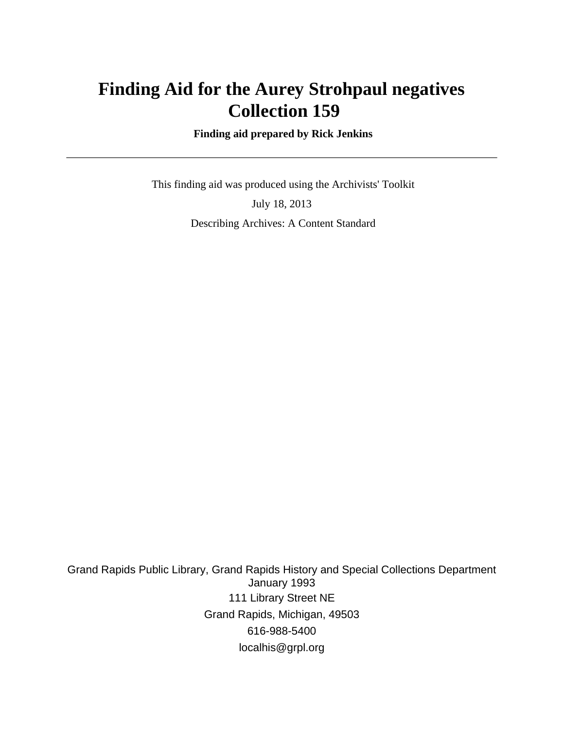# Finding Aid for the Aurey Strohpaul negatives Collection 159

**Finding aid prepared by Rick Jenkins**

---

This finding aid was produced using the Archivists' Toolkit

July 18, 2013

Describing Archives: A Content Standard

Grand Rapids Public Library, Grand Rapids History and Special Collections Department
January 1993
111 Library Street NE
Grand Rapids, Michigan, 49503
616-988-5400
localhis@grpl.org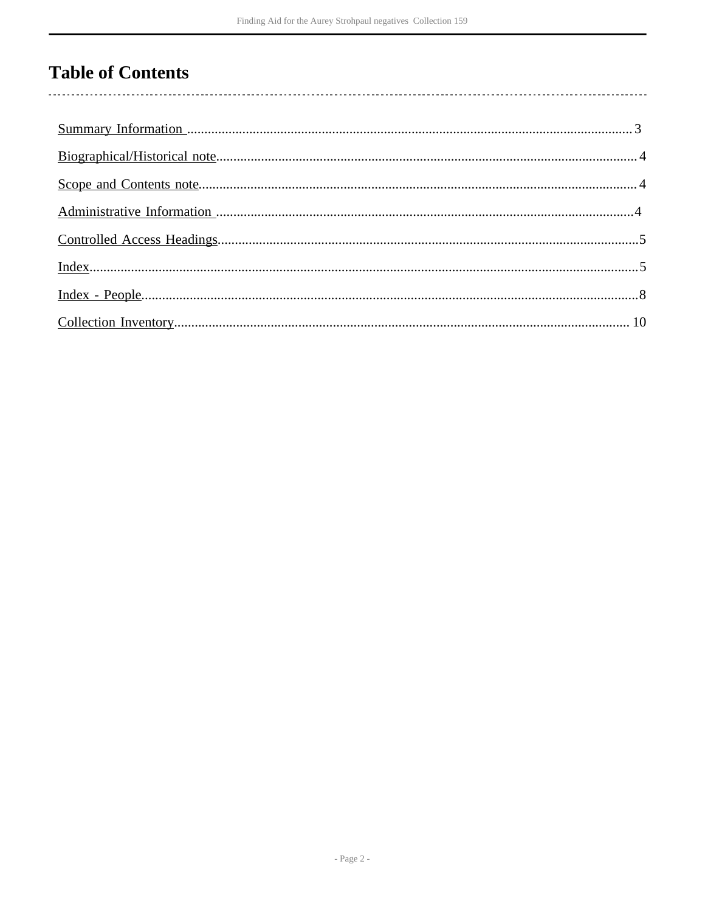# Table of Contents

Summary Information .......... 3

Biographical/Historical note .......... 4

Scope and Contents note .......... 4

Administrative Information .......... 4

Controlled Access Headings .......... 5

Index .......... 5

Index - People .......... 8

Collection Inventory .......... 10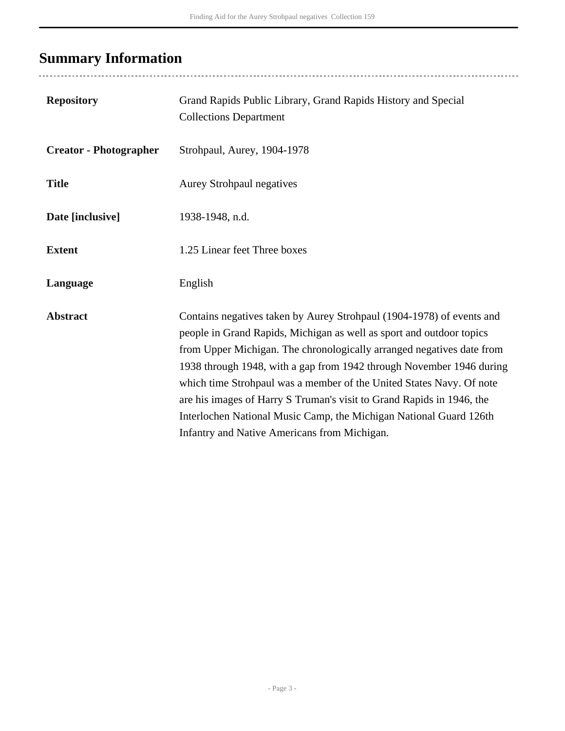## Summary Information

| | |
|---|---|
| **Repository** | Grand Rapids Public Library, Grand Rapids History and Special Collections Department |
| **Creator - Photographer** | Strohpaul, Aurey, 1904-1978 |
| **Title** | Aurey Strohpaul negatives |
| **Date [inclusive]** | 1938-1948, n.d. |
| **Extent** | 1.25 Linear feet Three boxes |
| **Language** | English |
| **Abstract** | Contains negatives taken by Aurey Strohpaul (1904-1978) of events and people in Grand Rapids, Michigan as well as sport and outdoor topics from Upper Michigan. The chronologically arranged negatives date from 1938 through 1948, with a gap from 1942 through November 1946 during which time Strohpaul was a member of the United States Navy. Of note are his images of Harry S Truman's visit to Grand Rapids in 1946, the Interlochen National Music Camp, the Michigan National Guard 126th Infantry and Native Americans from Michigan. |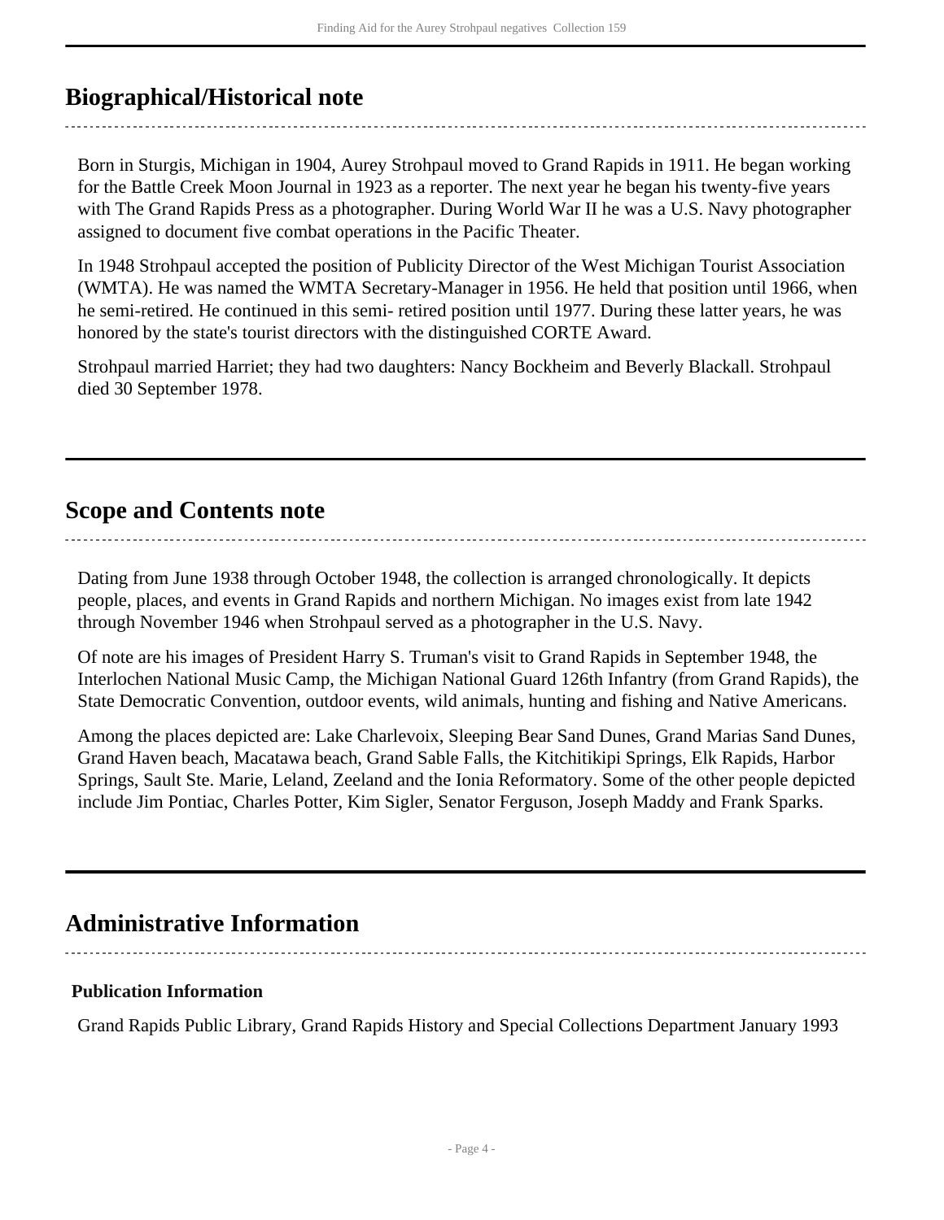## Biographical/Historical note

Born in Sturgis, Michigan in 1904, Aurey Strohpaul moved to Grand Rapids in 1911. He began working for the Battle Creek Moon Journal in 1923 as a reporter. The next year he began his twenty-five years with The Grand Rapids Press as a photographer. During World War II he was a U.S. Navy photographer assigned to document five combat operations in the Pacific Theater.

In 1948 Strohpaul accepted the position of Publicity Director of the West Michigan Tourist Association (WMTA). He was named the WMTA Secretary-Manager in 1956. He held that position until 1966, when he semi-retired. He continued in this semi- retired position until 1977. During these latter years, he was honored by the state's tourist directors with the distinguished CORTE Award.

Strohpaul married Harriet; they had two daughters: Nancy Bockheim and Beverly Blackall. Strohpaul died 30 September 1978.

## Scope and Contents note

Dating from June 1938 through October 1948, the collection is arranged chronologically. It depicts people, places, and events in Grand Rapids and northern Michigan. No images exist from late 1942 through November 1946 when Strohpaul served as a photographer in the U.S. Navy.

Of note are his images of President Harry S. Truman's visit to Grand Rapids in September 1948, the Interlochen National Music Camp, the Michigan National Guard 126th Infantry (from Grand Rapids), the State Democratic Convention, outdoor events, wild animals, hunting and fishing and Native Americans.

Among the places depicted are: Lake Charlevoix, Sleeping Bear Sand Dunes, Grand Marias Sand Dunes, Grand Haven beach, Macatawa beach, Grand Sable Falls, the Kitchitikipi Springs, Elk Rapids, Harbor Springs, Sault Ste. Marie, Leland, Zeeland and the Ionia Reformatory. Some of the other people depicted include Jim Pontiac, Charles Potter, Kim Sigler, Senator Ferguson, Joseph Maddy and Frank Sparks.

## Administrative Information

**Publication Information**

Grand Rapids Public Library, Grand Rapids History and Special Collections Department January 1993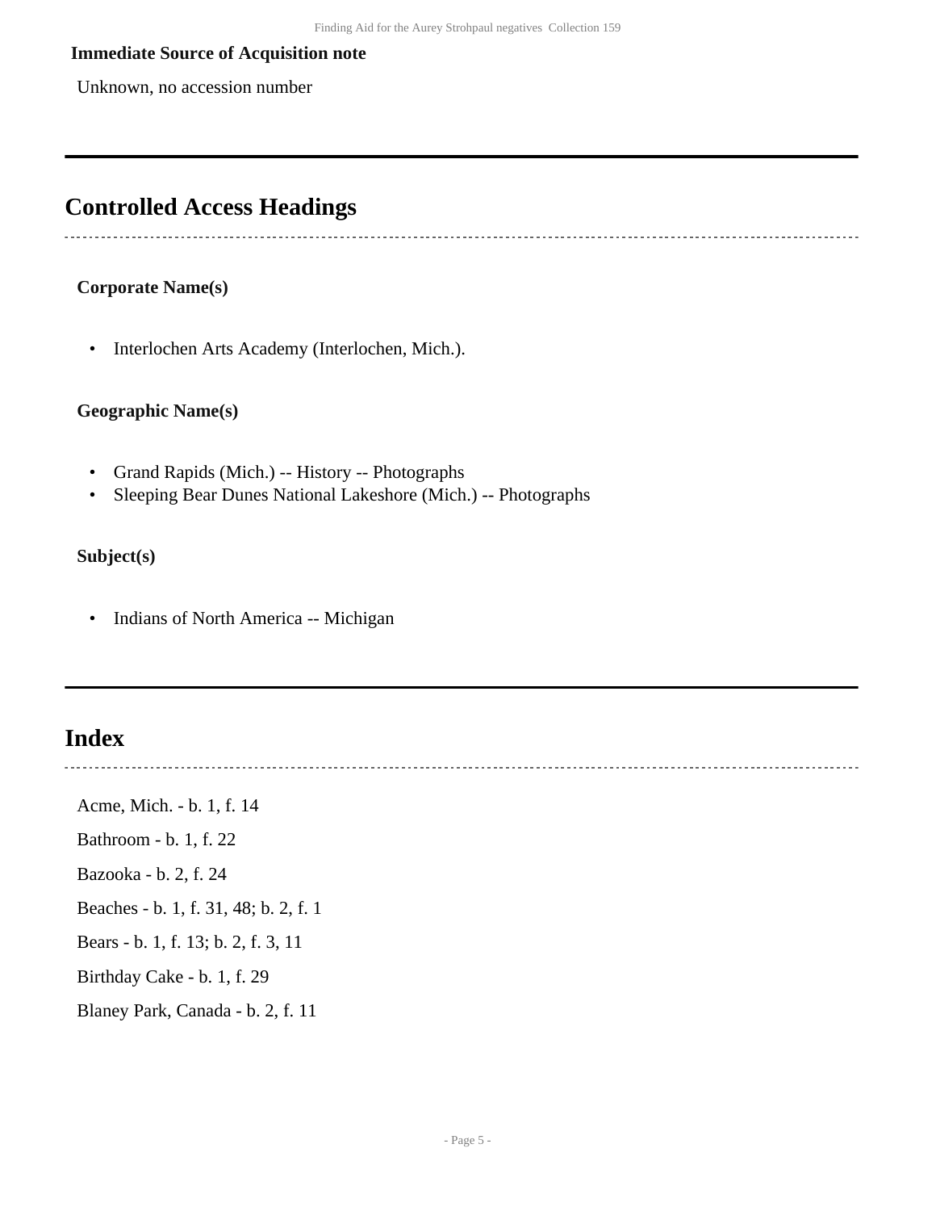**Immediate Source of Acquisition note**

Unknown, no accession number

## Controlled Access Headings

**Corporate Name(s)**

- Interlochen Arts Academy (Interlochen, Mich.).

**Geographic Name(s)**

- Grand Rapids (Mich.) -- History -- Photographs
- Sleeping Bear Dunes National Lakeshore (Mich.) -- Photographs

**Subject(s)**

- Indians of North America -- Michigan

## Index

Acme, Mich. - b. 1, f. 14

Bathroom - b. 1, f. 22

Bazooka - b. 2, f. 24

Beaches - b. 1, f. 31, 48; b. 2, f. 1

Bears - b. 1, f. 13; b. 2, f. 3, 11

Birthday Cake - b. 1, f. 29

Blaney Park, Canada - b. 2, f. 11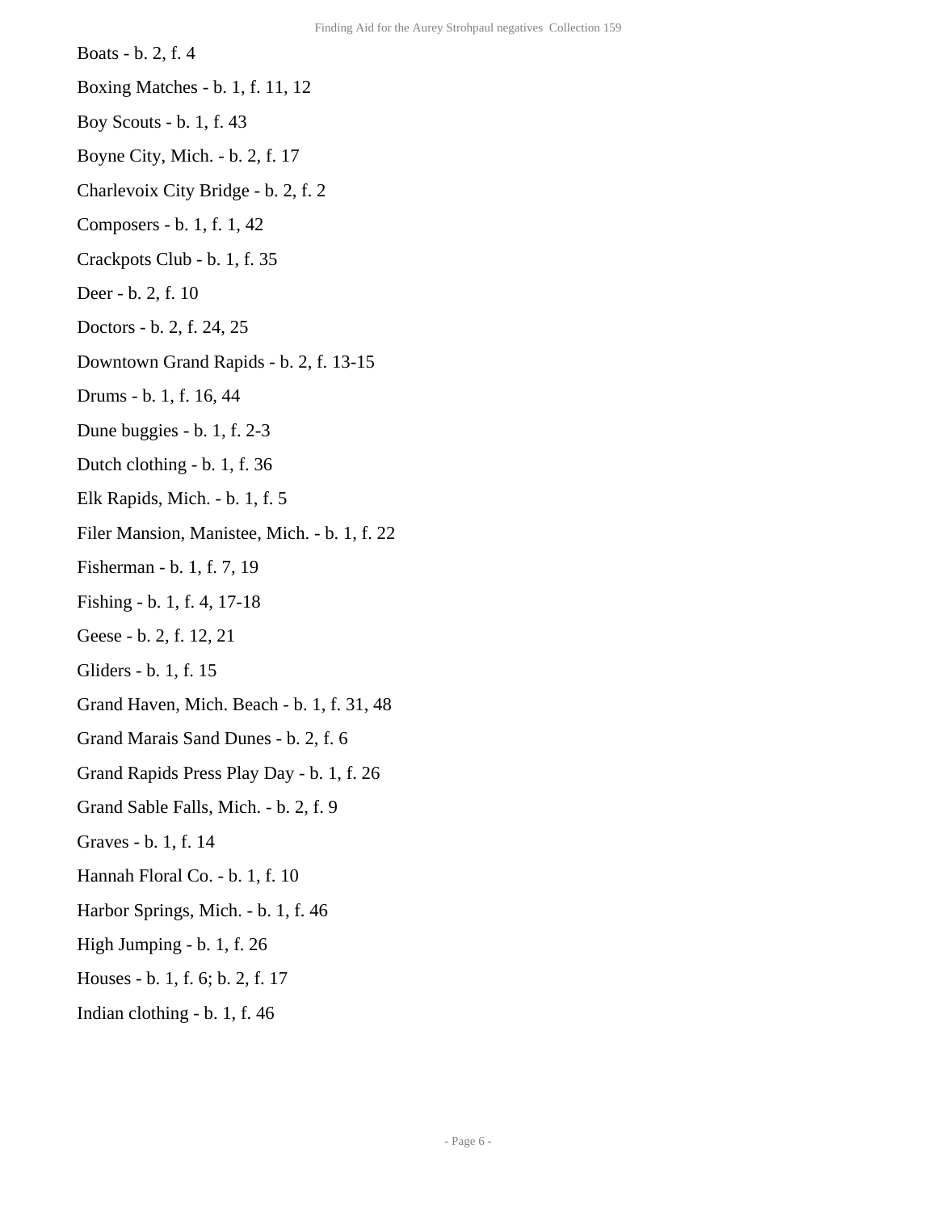Boats - b. 2, f. 4

Boxing Matches - b. 1, f. 11, 12

Boy Scouts - b. 1, f. 43

Boyne City, Mich. - b. 2, f. 17

Charlevoix City Bridge - b. 2, f. 2

Composers - b. 1, f. 1, 42

Crackpots Club - b. 1, f. 35

Deer - b. 2, f. 10

Doctors - b. 2, f. 24, 25

Downtown Grand Rapids - b. 2, f. 13-15

Drums - b. 1, f. 16, 44

Dune buggies - b. 1, f. 2-3

Dutch clothing - b. 1, f. 36

Elk Rapids, Mich. - b. 1, f. 5

Filer Mansion, Manistee, Mich. - b. 1, f. 22

Fisherman - b. 1, f. 7, 19

Fishing - b. 1, f. 4, 17-18

Geese - b. 2, f. 12, 21

Gliders - b. 1, f. 15

Grand Haven, Mich. Beach - b. 1, f. 31, 48

Grand Marais Sand Dunes - b. 2, f. 6

Grand Rapids Press Play Day - b. 1, f. 26

Grand Sable Falls, Mich. - b. 2, f. 9

Graves - b. 1, f. 14

Hannah Floral Co. - b. 1, f. 10

Harbor Springs, Mich. - b. 1, f. 46

High Jumping - b. 1, f. 26

Houses - b. 1, f. 6; b. 2, f. 17

Indian clothing - b. 1, f. 46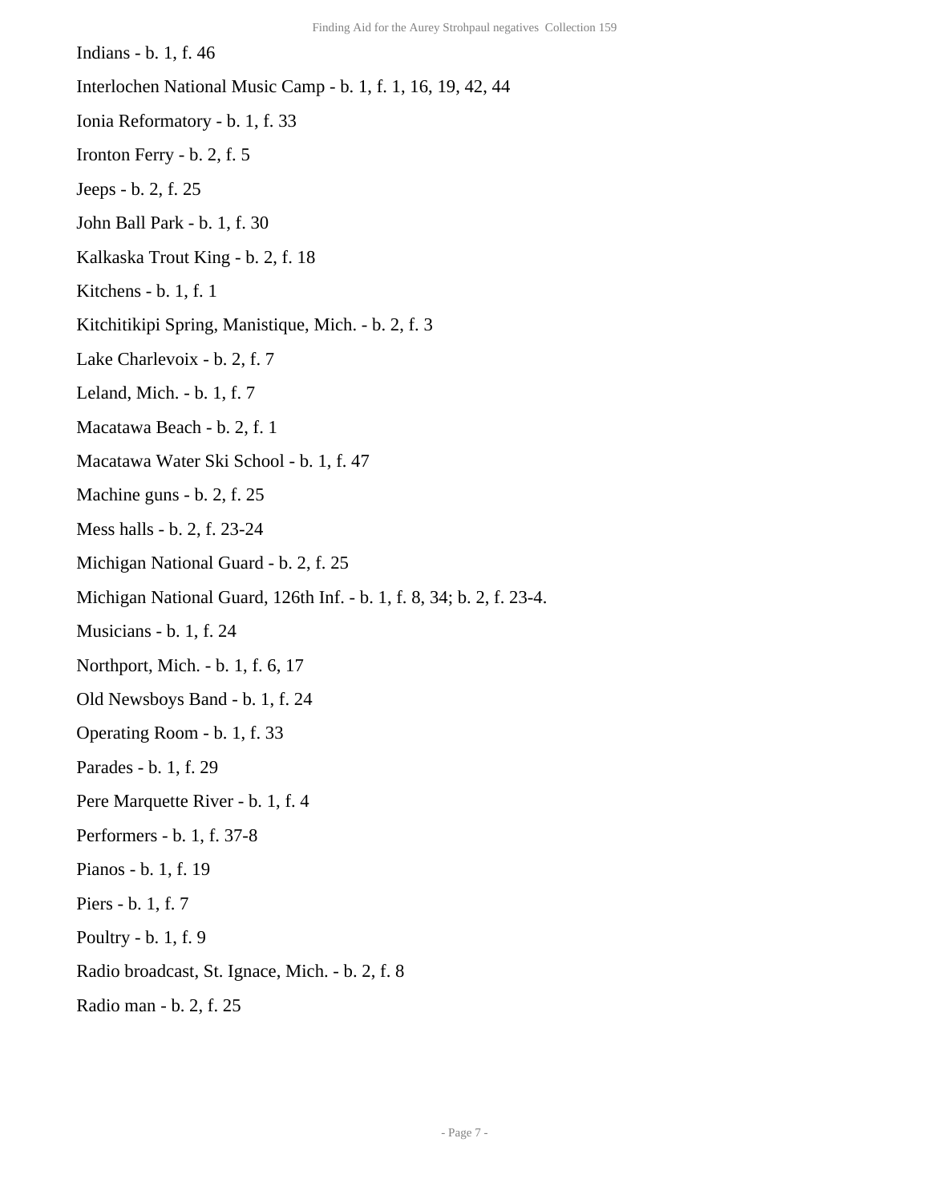Indians - b. 1, f. 46

Interlochen National Music Camp - b. 1, f. 1, 16, 19, 42, 44

Ionia Reformatory - b. 1, f. 33

Ironton Ferry - b. 2, f. 5

Jeeps - b. 2, f. 25

John Ball Park - b. 1, f. 30

Kalkaska Trout King - b. 2, f. 18

Kitchens - b. 1, f. 1

Kitchitikipi Spring, Manistique, Mich. - b. 2, f. 3

Lake Charlevoix - b. 2, f. 7

Leland, Mich. - b. 1, f. 7

Macatawa Beach - b. 2, f. 1

Macatawa Water Ski School - b. 1, f. 47

Machine guns - b. 2, f. 25

Mess halls - b. 2, f. 23-24

Michigan National Guard - b. 2, f. 25

Michigan National Guard, 126th Inf. - b. 1, f. 8, 34; b. 2, f. 23-4.

Musicians - b. 1, f. 24

Northport, Mich. - b. 1, f. 6, 17

Old Newsboys Band - b. 1, f. 24

Operating Room - b. 1, f. 33

Parades - b. 1, f. 29

Pere Marquette River - b. 1, f. 4

Performers - b. 1, f. 37-8

Pianos - b. 1, f. 19

Piers - b. 1, f. 7

Poultry - b. 1, f. 9

Radio broadcast, St. Ignace, Mich. - b. 2, f. 8

Radio man - b. 2, f. 25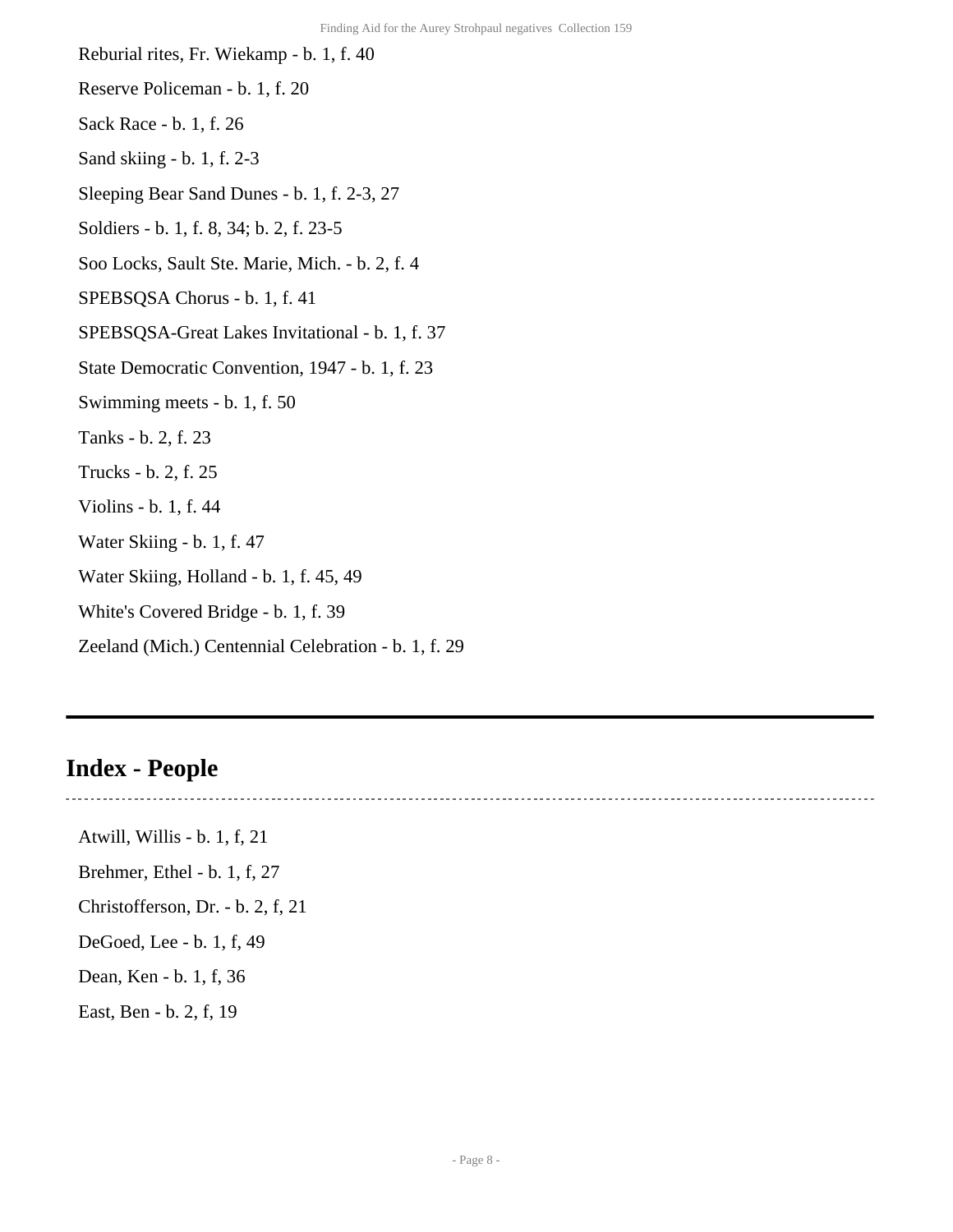Reburial rites, Fr. Wiekamp - b. 1, f. 40

Reserve Policeman - b. 1, f. 20

Sack Race - b. 1, f. 26

Sand skiing - b. 1, f. 2-3

Sleeping Bear Sand Dunes - b. 1, f. 2-3, 27

Soldiers - b. 1, f. 8, 34; b. 2, f. 23-5

Soo Locks, Sault Ste. Marie, Mich. - b. 2, f. 4

SPEBSQSA Chorus - b. 1, f. 41

SPEBSQSA-Great Lakes Invitational - b. 1, f. 37

State Democratic Convention, 1947 - b. 1, f. 23

Swimming meets - b. 1, f. 50

Tanks - b. 2, f. 23

Trucks - b. 2, f. 25

Violins - b. 1, f. 44

Water Skiing - b. 1, f. 47

Water Skiing, Holland - b. 1, f. 45, 49

White's Covered Bridge - b. 1, f. 39

Zeeland (Mich.) Centennial Celebration - b. 1, f. 29

## Index - People

Atwill, Willis - b. 1, f, 21

Brehmer, Ethel - b. 1, f, 27

Christofferson, Dr. - b. 2, f, 21

DeGoed, Lee - b. 1, f, 49

Dean, Ken - b. 1, f, 36

East, Ben - b. 2, f, 19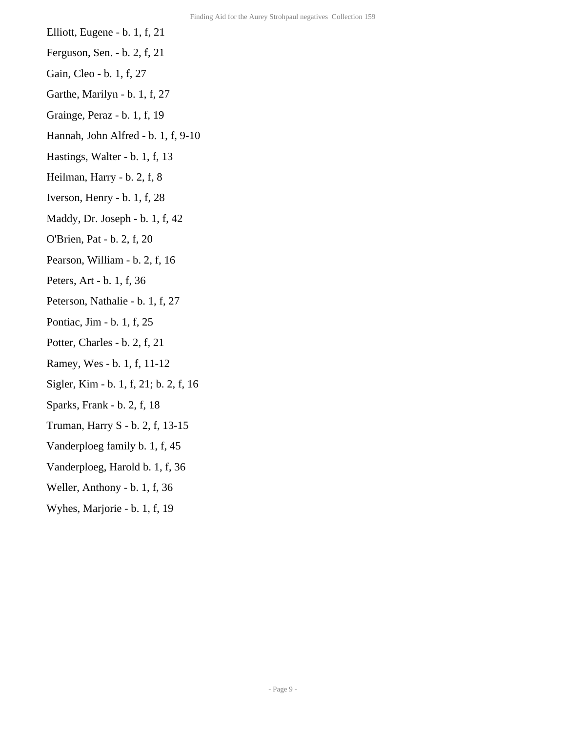Elliott, Eugene - b. 1, f, 21

Ferguson, Sen. - b. 2, f, 21

Gain, Cleo - b. 1, f, 27

Garthe, Marilyn - b. 1, f, 27

Grainge, Peraz - b. 1, f, 19

Hannah, John Alfred - b. 1, f, 9-10

Hastings, Walter - b. 1, f, 13

Heilman, Harry - b. 2, f, 8

Iverson, Henry - b. 1, f, 28

Maddy, Dr. Joseph - b. 1, f, 42

O'Brien, Pat - b. 2, f, 20

Pearson, William - b. 2, f, 16

Peters, Art - b. 1, f, 36

Peterson, Nathalie - b. 1, f, 27

Pontiac, Jim - b. 1, f, 25

Potter, Charles - b. 2, f, 21

Ramey, Wes - b. 1, f, 11-12

Sigler, Kim - b. 1, f, 21; b. 2, f, 16

Sparks, Frank - b. 2, f, 18

Truman, Harry S - b. 2, f, 13-15

Vanderploeg family b. 1, f, 45

Vanderploeg, Harold b. 1, f, 36

Weller, Anthony - b. 1, f, 36

Wyhes, Marjorie - b. 1, f, 19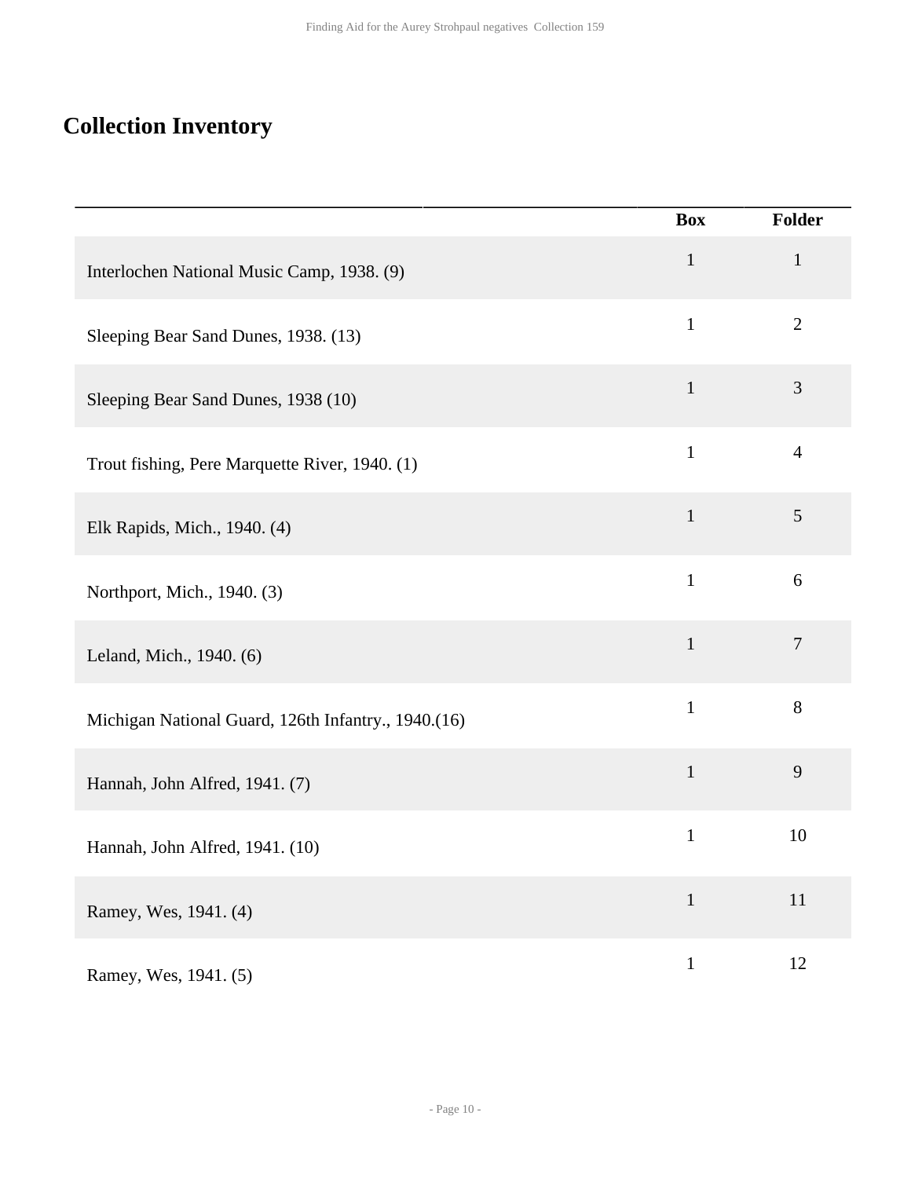## Collection Inventory

| | Box | Folder |
|---|---|---|
| Interlochen National Music Camp, 1938. (9) | 1 | 1 |
| Sleeping Bear Sand Dunes, 1938. (13) | 1 | 2 |
| Sleeping Bear Sand Dunes, 1938 (10) | 1 | 3 |
| Trout fishing, Pere Marquette River, 1940. (1) | 1 | 4 |
| Elk Rapids, Mich., 1940. (4) | 1 | 5 |
| Northport, Mich., 1940. (3) | 1 | 6 |
| Leland, Mich., 1940. (6) | 1 | 7 |
| Michigan National Guard, 126th Infantry., 1940.(16) | 1 | 8 |
| Hannah, John Alfred, 1941. (7) | 1 | 9 |
| Hannah, John Alfred, 1941. (10) | 1 | 10 |
| Ramey, Wes, 1941. (4) | 1 | 11 |
| Ramey, Wes, 1941. (5) | 1 | 12 |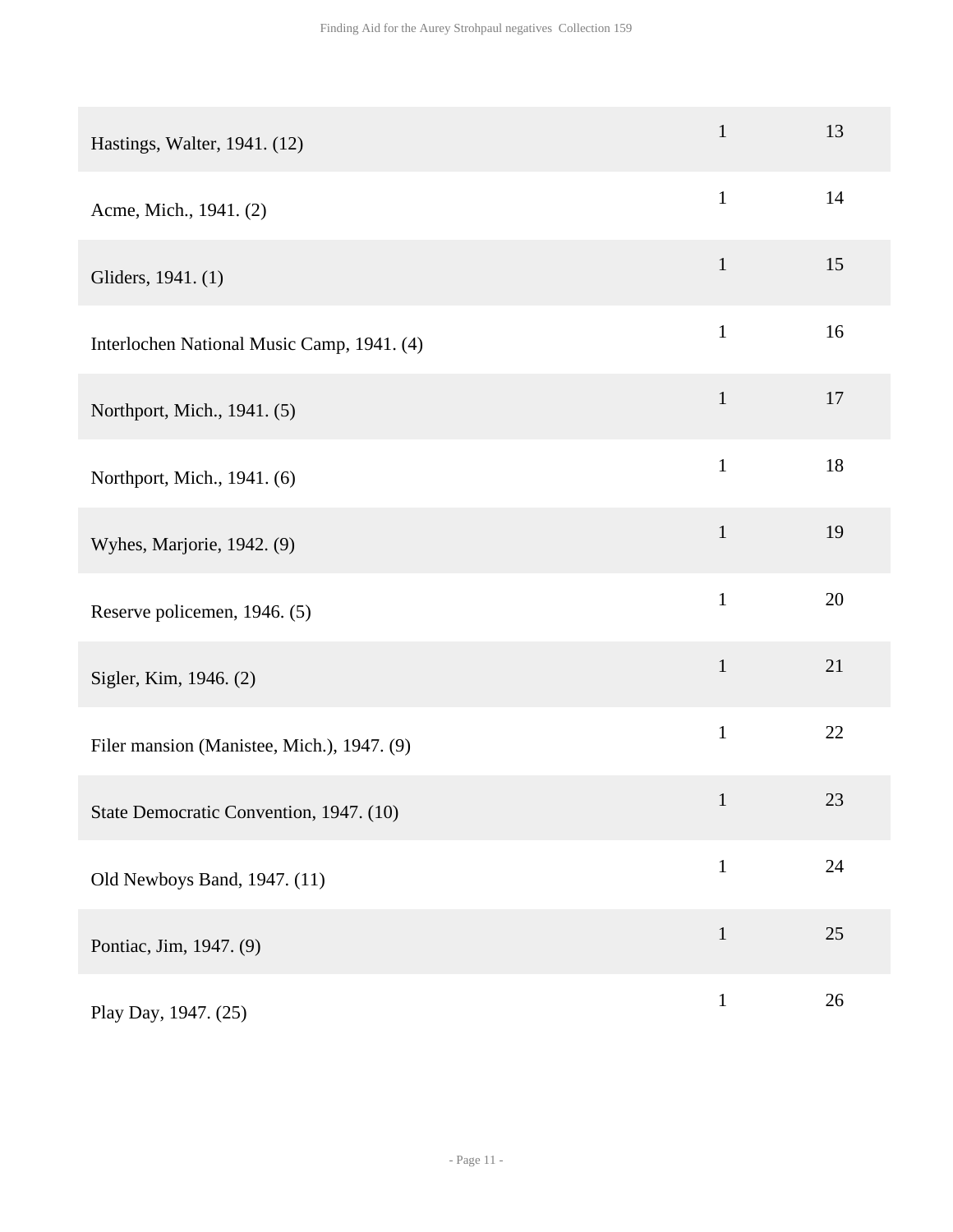| | | |
|---|---|---|
| Hastings, Walter, 1941. (12) | 1 | 13 |
| Acme, Mich., 1941. (2) | 1 | 14 |
| Gliders, 1941. (1) | 1 | 15 |
| Interlochen National Music Camp, 1941. (4) | 1 | 16 |
| Northport, Mich., 1941. (5) | 1 | 17 |
| Northport, Mich., 1941. (6) | 1 | 18 |
| Wyhes, Marjorie, 1942. (9) | 1 | 19 |
| Reserve policemen, 1946. (5) | 1 | 20 |
| Sigler, Kim, 1946. (2) | 1 | 21 |
| Filer mansion (Manistee, Mich.), 1947. (9) | 1 | 22 |
| State Democratic Convention, 1947. (10) | 1 | 23 |
| Old Newboys Band, 1947. (11) | 1 | 24 |
| Pontiac, Jim, 1947. (9) | 1 | 25 |
| Play Day, 1947. (25) | 1 | 26 |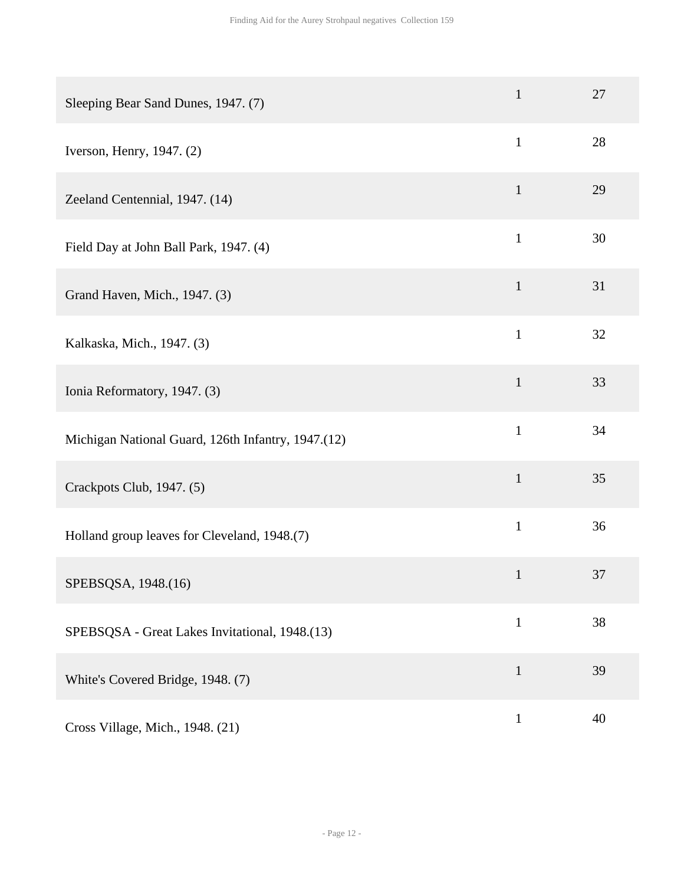| | | |
|---|---|---|
| Sleeping Bear Sand Dunes, 1947. (7) | 1 | 27 |
| Iverson, Henry, 1947. (2) | 1 | 28 |
| Zeeland Centennial, 1947. (14) | 1 | 29 |
| Field Day at John Ball Park, 1947. (4) | 1 | 30 |
| Grand Haven, Mich., 1947. (3) | 1 | 31 |
| Kalkaska, Mich., 1947. (3) | 1 | 32 |
| Ionia Reformatory, 1947. (3) | 1 | 33 |
| Michigan National Guard, 126th Infantry, 1947.(12) | 1 | 34 |
| Crackpots Club, 1947. (5) | 1 | 35 |
| Holland group leaves for Cleveland, 1948.(7) | 1 | 36 |
| SPEBSQSA, 1948.(16) | 1 | 37 |
| SPEBSQSA - Great Lakes Invitational, 1948.(13) | 1 | 38 |
| White's Covered Bridge, 1948. (7) | 1 | 39 |
| Cross Village, Mich., 1948. (21) | 1 | 40 |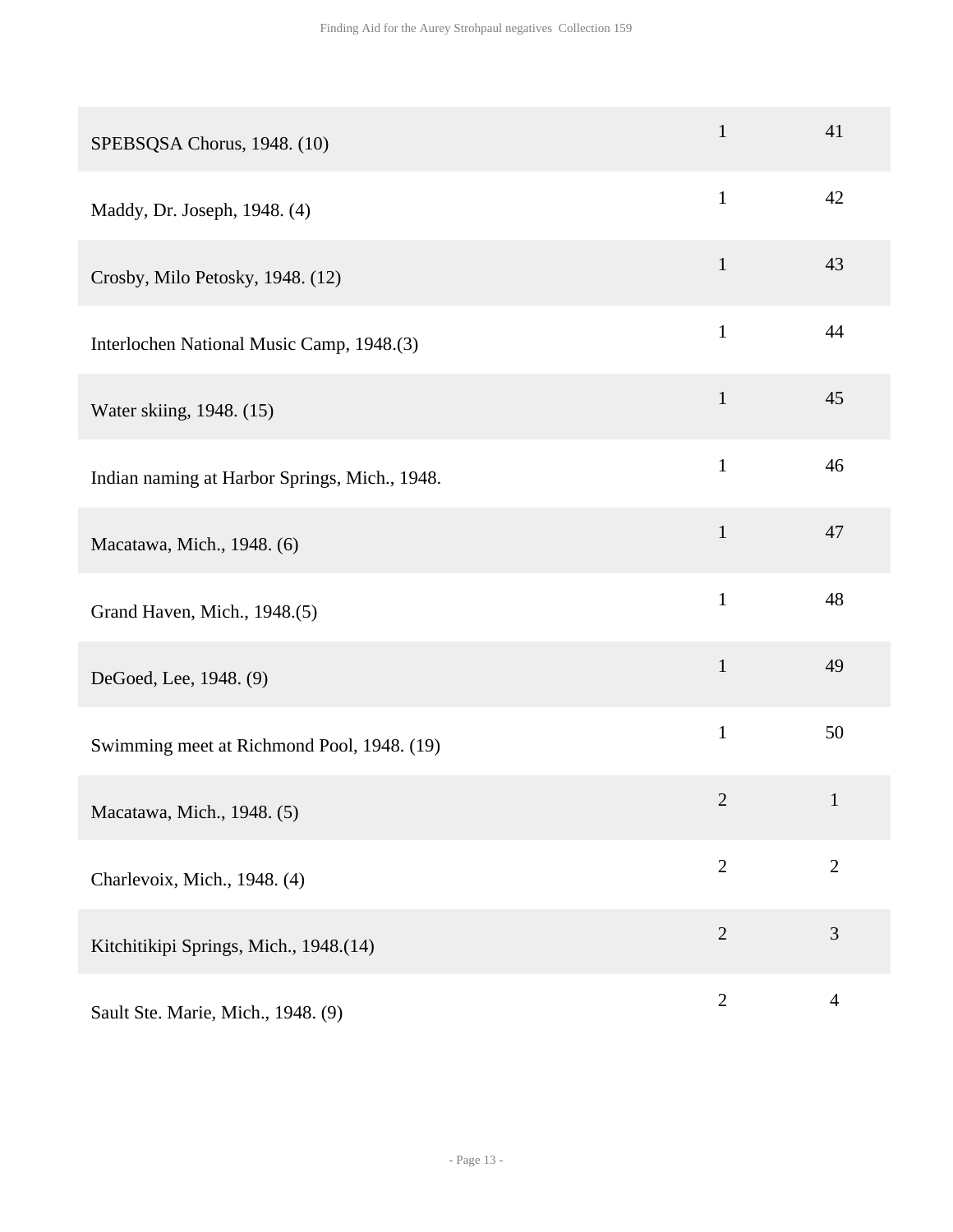| | | |
|---|---|---|
| SPEBSQSA Chorus, 1948. (10) | 1 | 41 |
| Maddy, Dr. Joseph, 1948. (4) | 1 | 42 |
| Crosby, Milo Petosky, 1948. (12) | 1 | 43 |
| Interlochen National Music Camp, 1948.(3) | 1 | 44 |
| Water skiing, 1948. (15) | 1 | 45 |
| Indian naming at Harbor Springs, Mich., 1948. | 1 | 46 |
| Macatawa, Mich., 1948. (6) | 1 | 47 |
| Grand Haven, Mich., 1948.(5) | 1 | 48 |
| DeGoed, Lee, 1948. (9) | 1 | 49 |
| Swimming meet at Richmond Pool, 1948. (19) | 1 | 50 |
| Macatawa, Mich., 1948. (5) | 2 | 1 |
| Charlevoix, Mich., 1948. (4) | 2 | 2 |
| Kitchitikipi Springs, Mich., 1948.(14) | 2 | 3 |
| Sault Ste. Marie, Mich., 1948. (9) | 2 | 4 |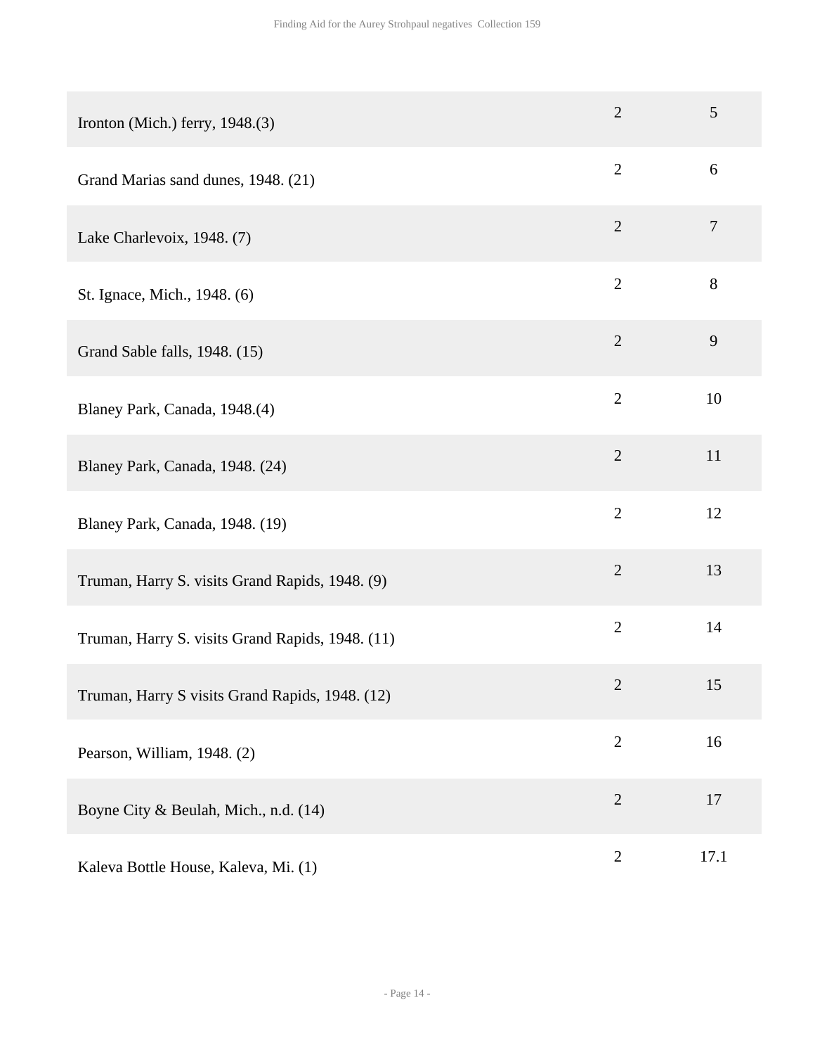| | | |
|---|---|---|
| Ironton (Mich.) ferry, 1948.(3) | 2 | 5 |
| Grand Marias sand dunes, 1948. (21) | 2 | 6 |
| Lake Charlevoix, 1948. (7) | 2 | 7 |
| St. Ignace, Mich., 1948. (6) | 2 | 8 |
| Grand Sable falls, 1948. (15) | 2 | 9 |
| Blaney Park, Canada, 1948.(4) | 2 | 10 |
| Blaney Park, Canada, 1948. (24) | 2 | 11 |
| Blaney Park, Canada, 1948. (19) | 2 | 12 |
| Truman, Harry S. visits Grand Rapids, 1948. (9) | 2 | 13 |
| Truman, Harry S. visits Grand Rapids, 1948. (11) | 2 | 14 |
| Truman, Harry S visits Grand Rapids, 1948. (12) | 2 | 15 |
| Pearson, William, 1948. (2) | 2 | 16 |
| Boyne City & Beulah, Mich., n.d. (14) | 2 | 17 |
| Kaleva Bottle House, Kaleva, Mi. (1) | 2 | 17.1 |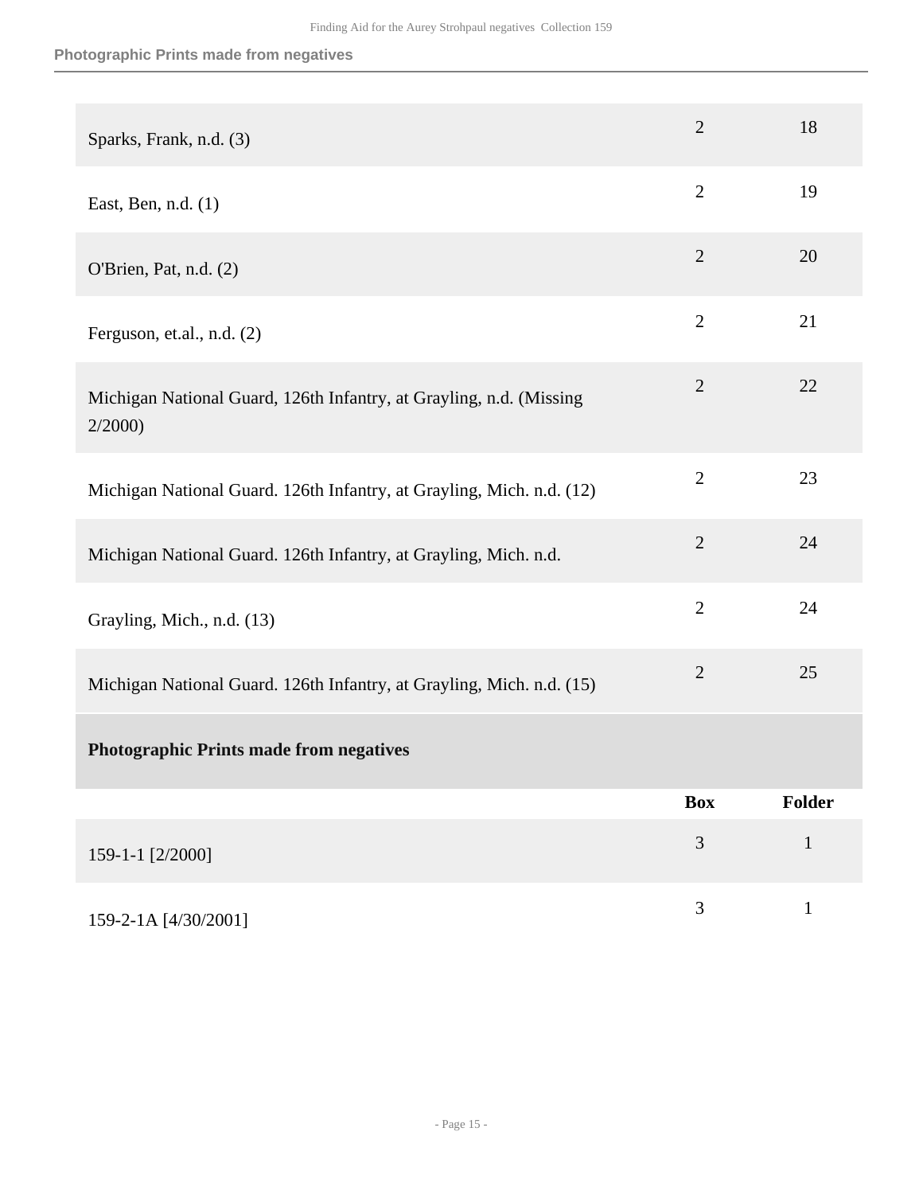| | | |
|---|---|---|
| Sparks, Frank, n.d. (3) | 2 | 18 |
| East, Ben, n.d. (1) | 2 | 19 |
| O'Brien, Pat, n.d. (2) | 2 | 20 |
| Ferguson, et.al., n.d. (2) | 2 | 21 |
| Michigan National Guard, 126th Infantry, at Grayling, n.d. (Missing 2/2000) | 2 | 22 |
| Michigan National Guard. 126th Infantry, at Grayling, Mich. n.d. (12) | 2 | 23 |
| Michigan National Guard. 126th Infantry, at Grayling, Mich. n.d. | 2 | 24 |
| Grayling, Mich., n.d. (13) | 2 | 24 |
| Michigan National Guard. 126th Infantry, at Grayling, Mich. n.d. (15) | 2 | 25 |

## Photographic Prints made from negatives

| | Box | Folder |
|---|---|---|
| 159-1-1 [2/2000] | 3 | 1 |
| 159-2-1A [4/30/2001] | 3 | 1 |